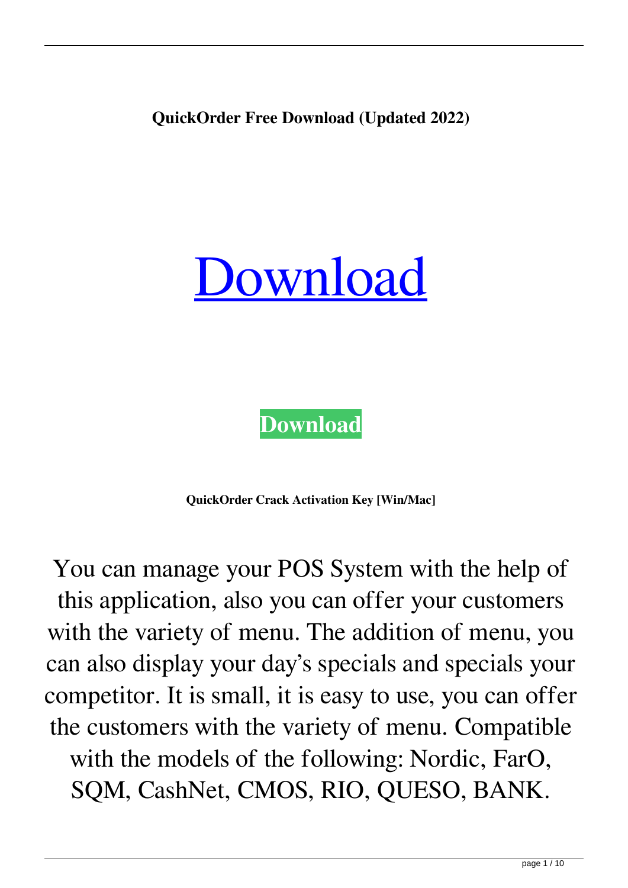**QuickOrder Free Download (Updated 2022)**

[Download](#)

**Download**

**QuickOrder Crack Activation Key [Win/Mac]**

You can manage your POS System with the help of this application, also you can offer your customers with the variety of menu. The addition of menu, you can also display your day's specials and specials your competitor. It is small, it is easy to use, you can offer the customers with the variety of menu. Compatible with the models of the following: Nordic, FarO, SQM, CashNet, CMOS, RIO, QUESO, BANK.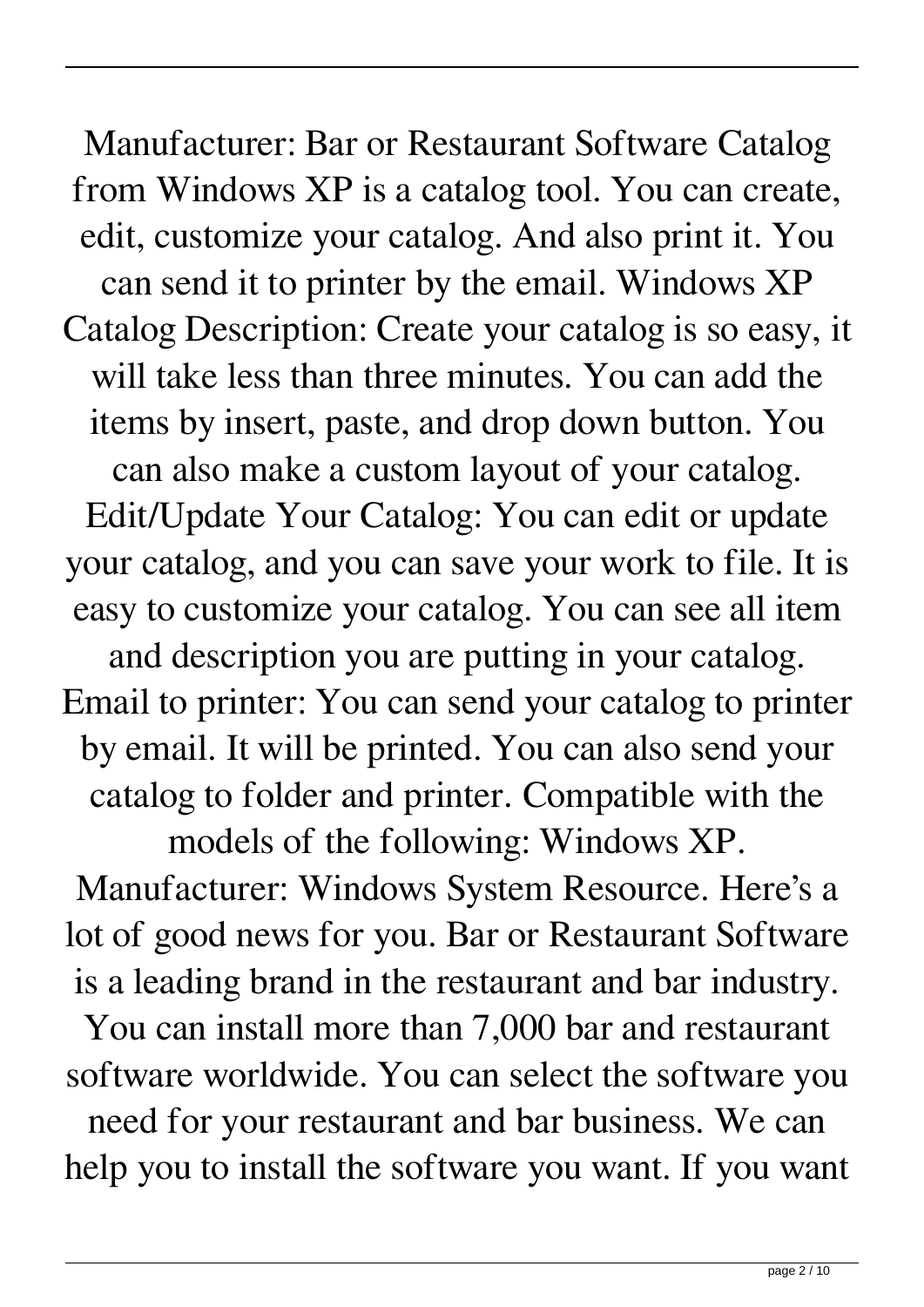Manufacturer: Bar or Restaurant Software Catalog from Windows XP is a catalog tool. You can create, edit, customize your catalog. And also print it. You can send it to printer by the email. Windows XP Catalog Description: Create your catalog is so easy, it will take less than three minutes. You can add the items by insert, paste, and drop down button. You can also make a custom layout of your catalog. Edit/Update Your Catalog: You can edit or update your catalog, and you can save your work to file. It is easy to customize your catalog. You can see all item and description you are putting in your catalog. Email to printer: You can send your catalog to printer by email. It will be printed. You can also send your catalog to folder and printer. Compatible with the models of the following: Windows XP. Manufacturer: Windows System Resource. Here's a lot of good news for you. Bar or Restaurant Software is a leading brand in the restaurant and bar industry. You can install more than 7,000 bar and restaurant software worldwide. You can select the software you need for your restaurant and bar business. We can help you to install the software you want. If you want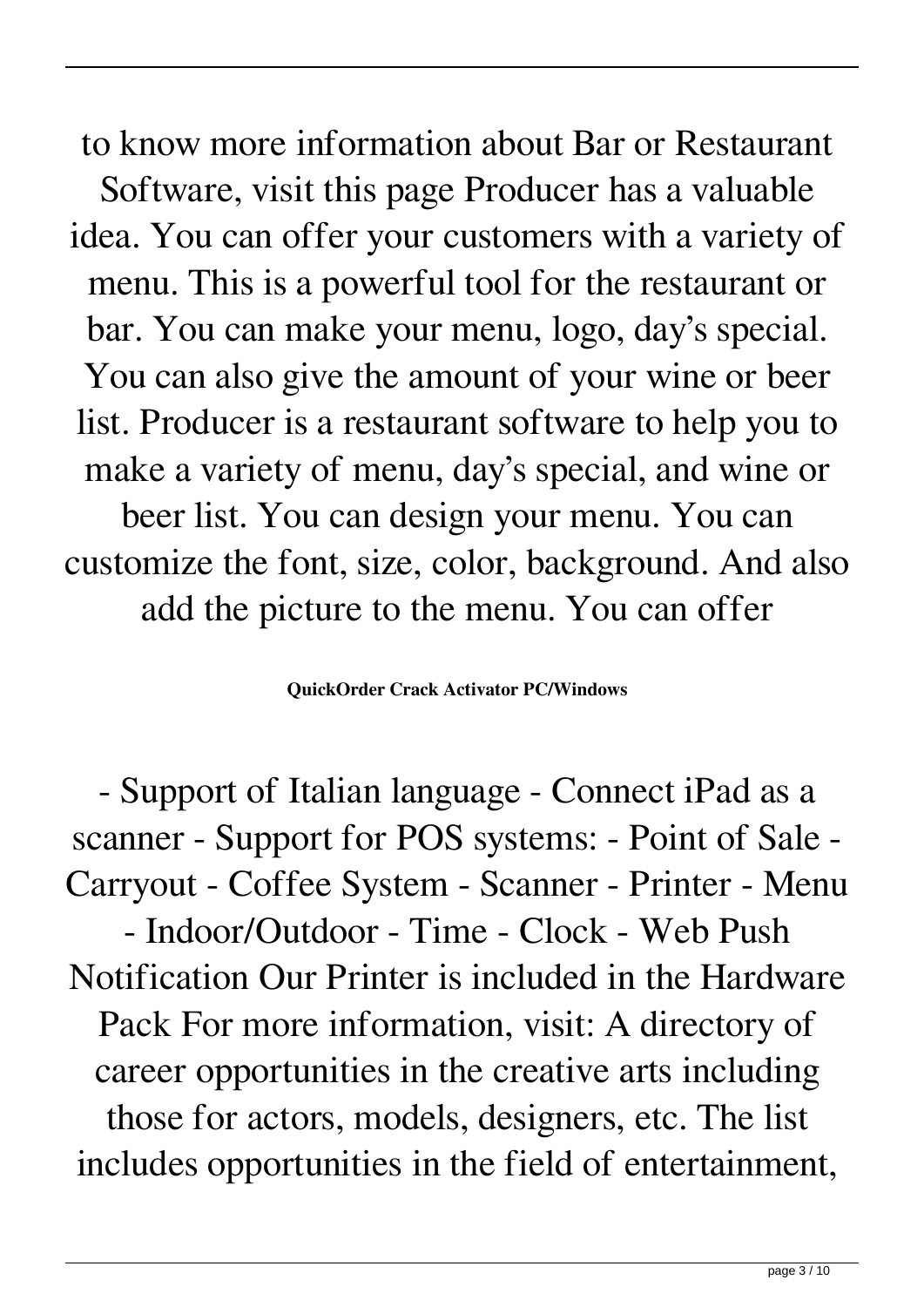to know more information about Bar or Restaurant Software, visit this page Producer has a valuable idea. You can offer your customers with a variety of menu. This is a powerful tool for the restaurant or bar. You can make your menu, logo, day's special. You can also give the amount of your wine or beer list. Producer is a restaurant software to help you to make a variety of menu, day's special, and wine or beer list. You can design your menu. You can customize the font, size, color, background. And also add the picture to the menu. You can offer

**QuickOrder Crack Activator PC/Windows**

- Support of Italian language - Connect iPad as a scanner - Support for POS systems: - Point of Sale - Carryout - Coffee System - Scanner - Printer - Menu - Indoor/Outdoor - Time - Clock - Web Push Notification Our Printer is included in the Hardware Pack For more information, visit: A directory of career opportunities in the creative arts including those for actors, models, designers, etc. The list includes opportunities in the field of entertainment,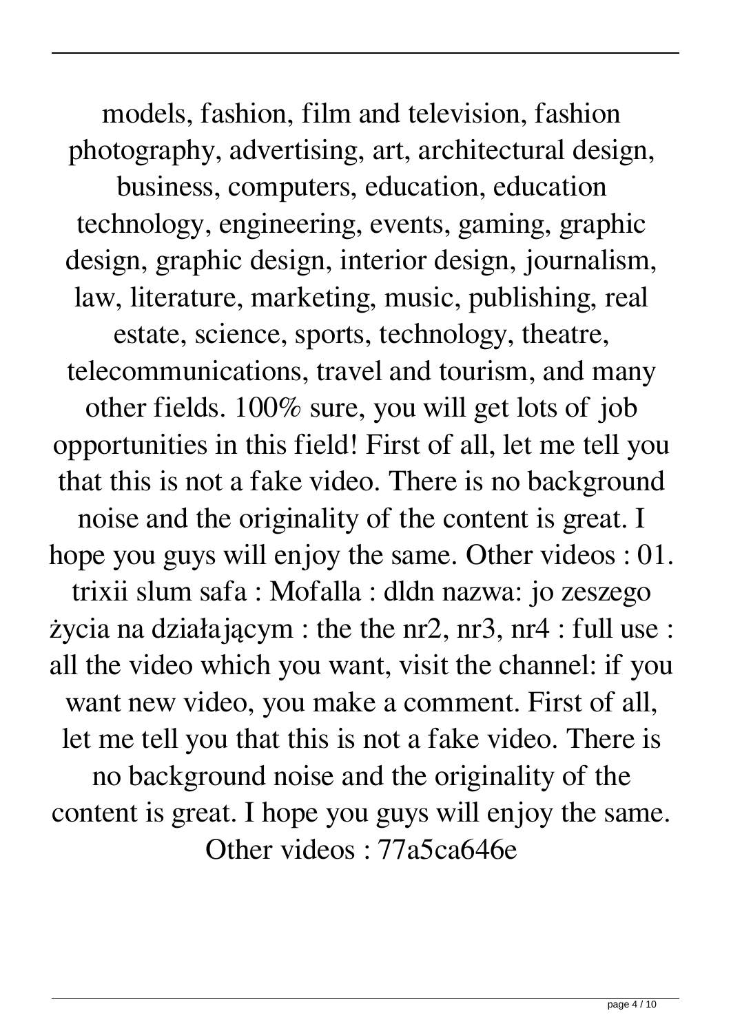models, fashion, film and television, fashion photography, advertising, art, architectural design, business, computers, education, education technology, engineering, events, gaming, graphic design, graphic design, interior design, journalism, law, literature, marketing, music, publishing, real estate, science, sports, technology, theatre, telecommunications, travel and tourism, and many other fields. 100% sure, you will get lots of job opportunities in this field! First of all, let me tell you that this is not a fake video. There is no background noise and the originality of the content is great. I hope you guys will enjoy the same. Other videos : 01. trixii slum safa : Mofalla : dldn nazwa: jo zeszego życia na działającym : the the nr2, nr3, nr4 : full use : all the video which you want, visit the channel: if you want new video, you make a comment. First of all, let me tell you that this is not a fake video. There is no background noise and the originality of the content is great. I hope you guys will enjoy the same. Other videos : 77a5ca646e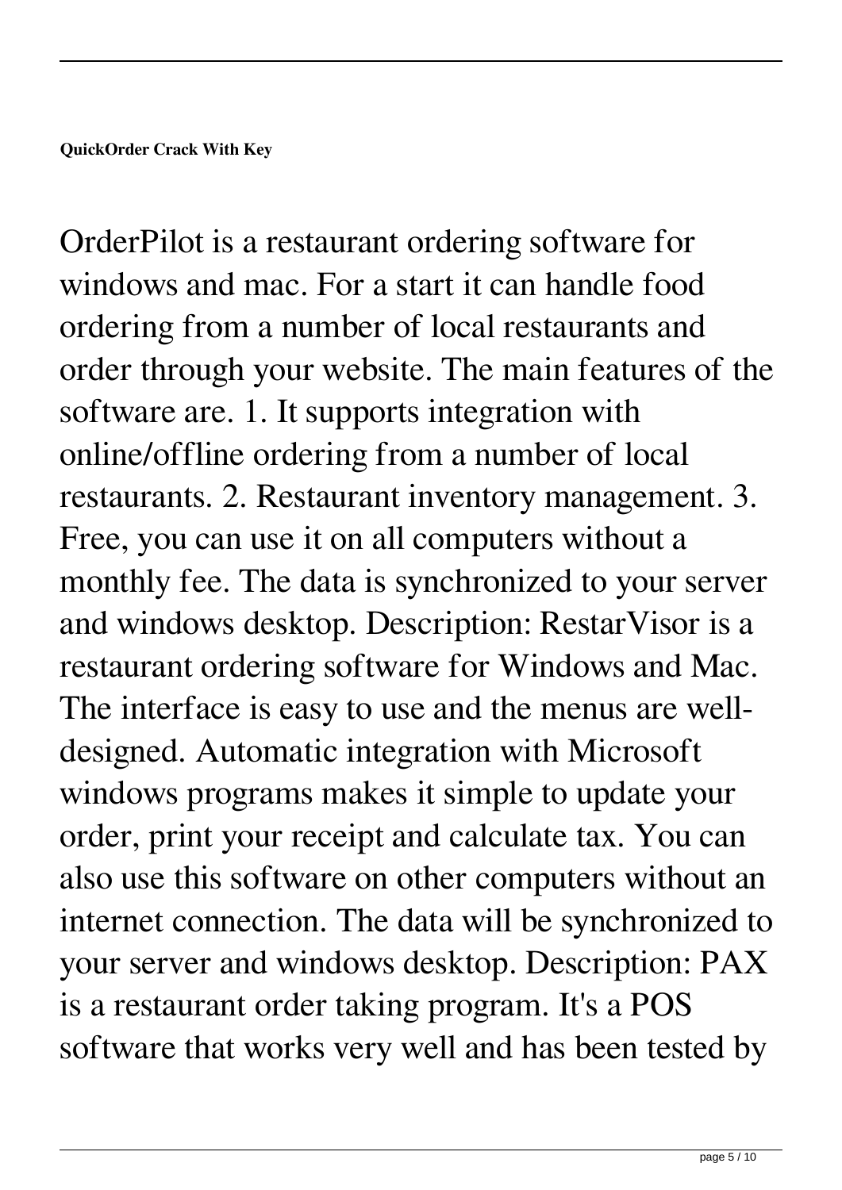**QuickOrder Crack With Key**

OrderPilot is a restaurant ordering software for windows and mac. For a start it can handle food ordering from a number of local restaurants and order through your website. The main features of the software are. 1. It supports integration with online/offline ordering from a number of local restaurants. 2. Restaurant inventory management. 3. Free, you can use it on all computers without a monthly fee. The data is synchronized to your server and windows desktop. Description: RestarVisor is a restaurant ordering software for Windows and Mac. The interface is easy to use and the menus are well-designed. Automatic integration with Microsoft windows programs makes it simple to update your order, print your receipt and calculate tax. You can also use this software on other computers without an internet connection. The data will be synchronized to your server and windows desktop. Description: PAX is a restaurant order taking program. It's a POS software that works very well and has been tested by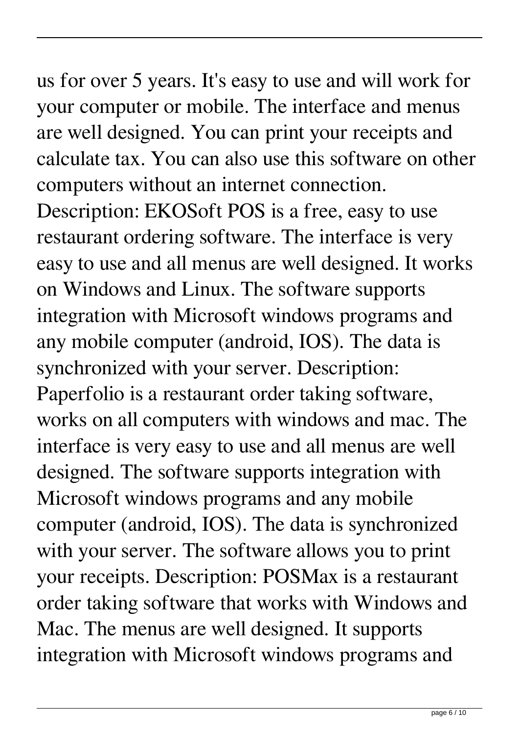us for over 5 years. It's easy to use and will work for your computer or mobile. The interface and menus are well designed. You can print your receipts and calculate tax. You can also use this software on other computers without an internet connection. Description: EKOSoft POS is a free, easy to use restaurant ordering software. The interface is very easy to use and all menus are well designed. It works on Windows and Linux. The software supports integration with Microsoft windows programs and any mobile computer (android, IOS). The data is synchronized with your server. Description: Paperfolio is a restaurant order taking software, works on all computers with windows and mac. The interface is very easy to use and all menus are well designed. The software supports integration with Microsoft windows programs and any mobile computer (android, IOS). The data is synchronized with your server. The software allows you to print your receipts. Description: POSMax is a restaurant order taking software that works with Windows and Mac. The menus are well designed. It supports integration with Microsoft windows programs and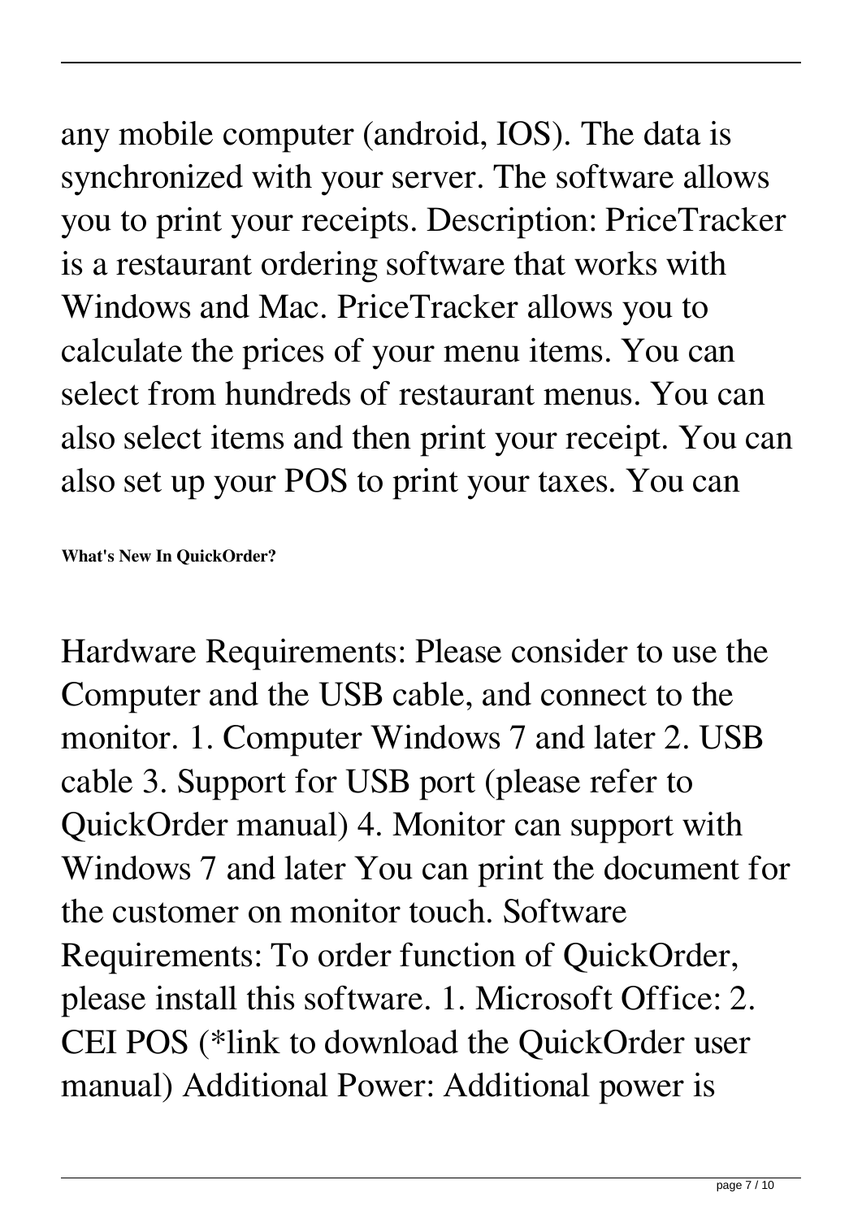any mobile computer (android, IOS). The data is synchronized with your server. The software allows you to print your receipts. Description: PriceTracker is a restaurant ordering software that works with Windows and Mac. PriceTracker allows you to calculate the prices of your menu items. You can select from hundreds of restaurant menus. You can also select items and then print your receipt. You can also set up your POS to print your taxes. You can

**What's New In QuickOrder?**

Hardware Requirements: Please consider to use the Computer and the USB cable, and connect to the monitor. 1. Computer Windows 7 and later 2. USB cable 3. Support for USB port (please refer to QuickOrder manual) 4. Monitor can support with Windows 7 and later You can print the document for the customer on monitor touch. Software Requirements: To order function of QuickOrder, please install this software. 1. Microsoft Office: 2. CEI POS (*link to download the QuickOrder user manual) Additional Power: Additional power is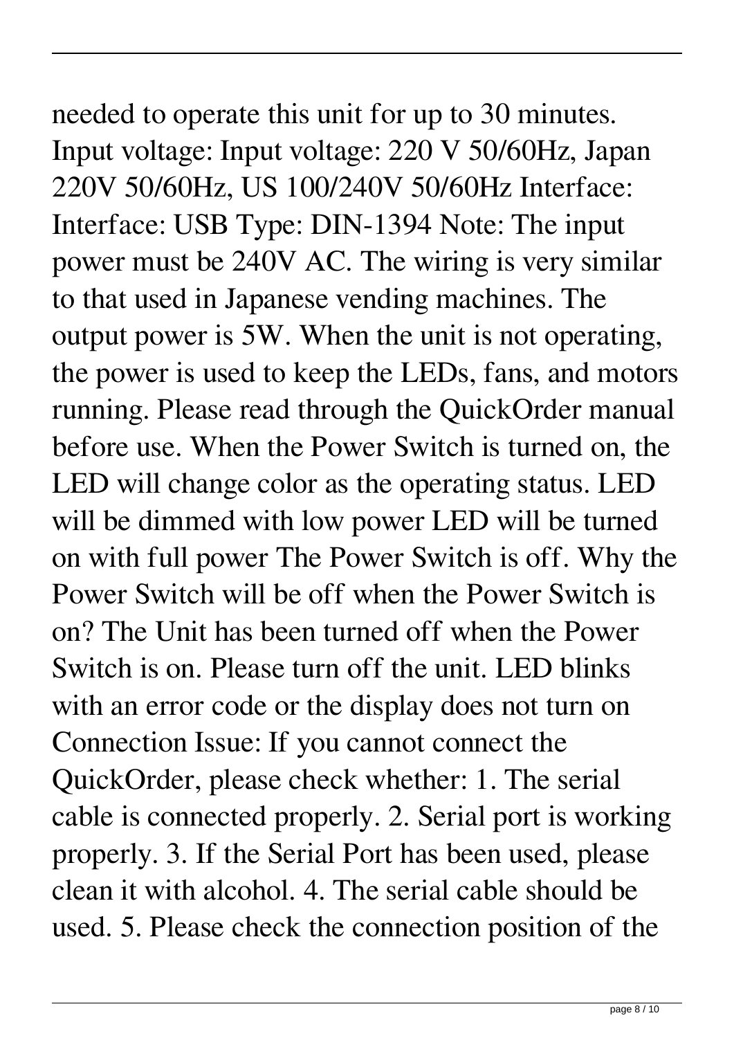needed to operate this unit for up to 30 minutes. Input voltage: Input voltage: 220 V 50/60Hz, Japan 220V 50/60Hz, US 100/240V 50/60Hz Interface: Interface: USB Type: DIN-1394 Note: The input power must be 240V AC. The wiring is very similar to that used in Japanese vending machines. The output power is 5W. When the unit is not operating, the power is used to keep the LEDs, fans, and motors running. Please read through the QuickOrder manual before use. When the Power Switch is turned on, the LED will change color as the operating status. LED will be dimmed with low power LED will be turned on with full power The Power Switch is off. Why the Power Switch will be off when the Power Switch is on? The Unit has been turned off when the Power Switch is on. Please turn off the unit. LED blinks with an error code or the display does not turn on Connection Issue: If you cannot connect the QuickOrder, please check whether: 1. The serial cable is connected properly. 2. Serial port is working properly. 3. If the Serial Port has been used, please clean it with alcohol. 4. The serial cable should be used. 5. Please check the connection position of the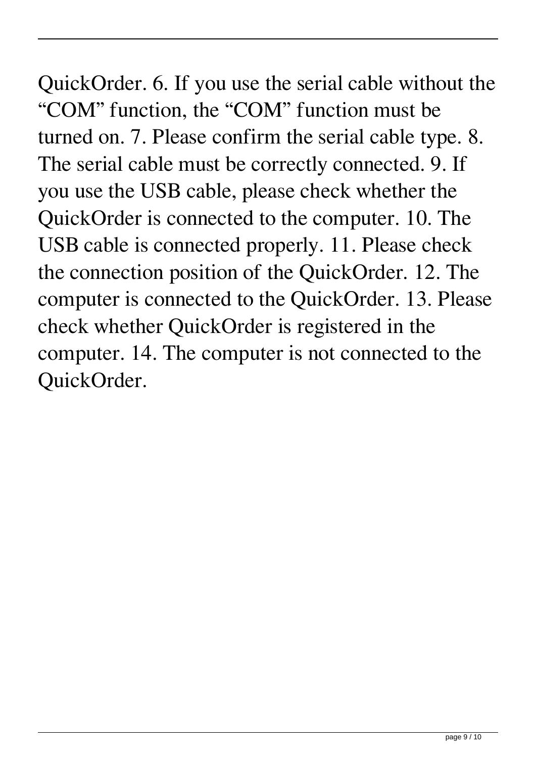QuickOrder. 6. If you use the serial cable without the "COM" function, the "COM" function must be turned on. 7. Please confirm the serial cable type. 8. The serial cable must be correctly connected. 9. If you use the USB cable, please check whether the QuickOrder is connected to the computer. 10. The USB cable is connected properly. 11. Please check the connection position of the QuickOrder. 12. The computer is connected to the QuickOrder. 13. Please check whether QuickOrder is registered in the computer. 14. The computer is not connected to the QuickOrder.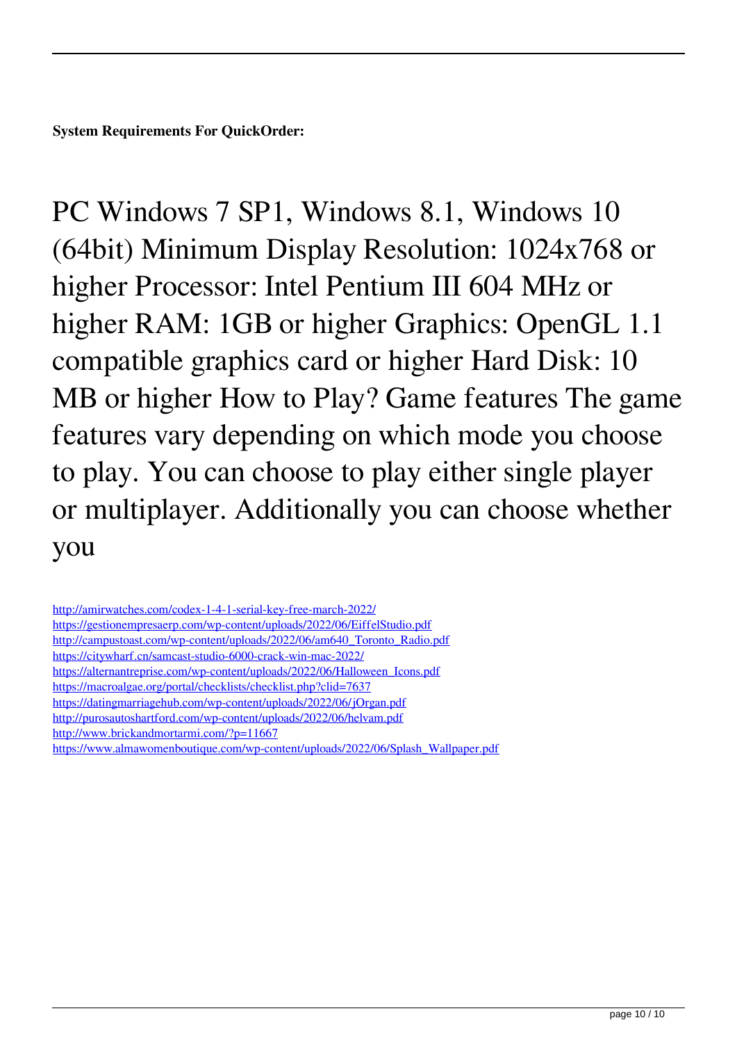**System Requirements For QuickOrder:**

PC Windows 7 SP1, Windows 8.1, Windows 10 (64bit) Minimum Display Resolution: 1024x768 or higher Processor: Intel Pentium III 604 MHz or higher RAM: 1GB or higher Graphics: OpenGL 1.1 compatible graphics card or higher Hard Disk: 10 MB or higher How to Play? Game features The game features vary depending on which mode you choose to play. You can choose to play either single player or multiplayer. Additionally you can choose whether you

http://amirwatches.com/codex-1-4-1-serial-key-free-march-2022/
https://gestionempresaerp.com/wp-content/uploads/2022/06/EiffelStudio.pdf
http://campustoast.com/wp-content/uploads/2022/06/am640_Toronto_Radio.pdf
https://citywharf.cn/samcast-studio-6000-crack-win-mac-2022/
https://alternantreprise.com/wp-content/uploads/2022/06/Halloween_Icons.pdf
https://macroalgae.org/portal/checklists/checklist.php?clid=7637
https://datingmarriagehub.com/wp-content/uploads/2022/06/jOrgan.pdf
http://purosautoshartford.com/wp-content/uploads/2022/06/helvam.pdf
http://www.brickandmortarmi.com/?p=11667
https://www.almawomenboutique.com/wp-content/uploads/2022/06/Splash_Wallpaper.pdf